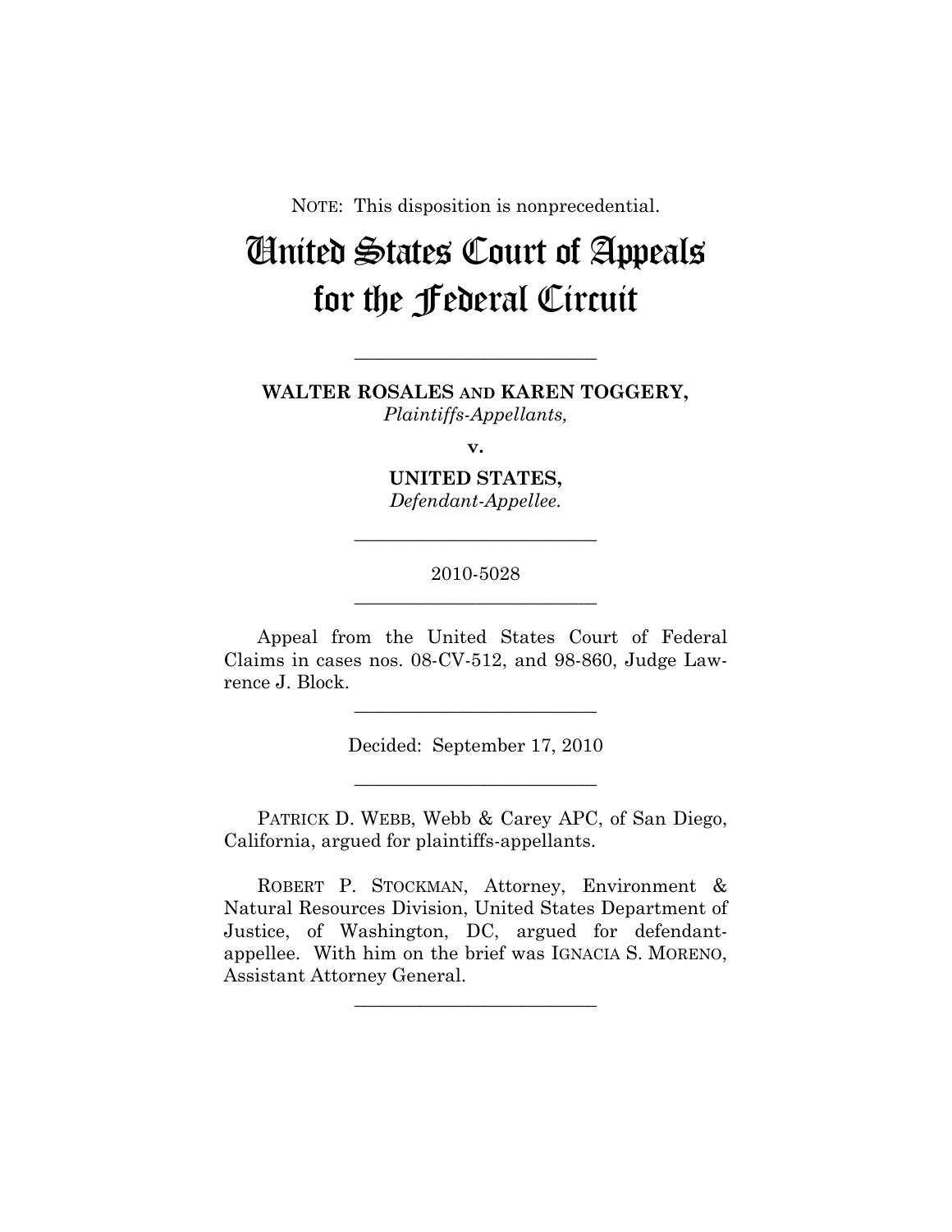NOTE: This disposition is nonprecedential.

# United States Court of Appeals for the Federal Circuit

---

**WALTER ROSALES AND KAREN TOGGERY,**
*Plaintiffs-Appellants,*

**v.**

**UNITED STATES,**
*Defendant-Appellee.*

---

2010-5028

---

Appeal from the United States Court of Federal Claims in cases nos. 08-CV-512, and 98-860, Judge Lawrence J. Block.

---

Decided: September 17, 2010

---

PATRICK D. WEBB, Webb & Carey APC, of San Diego, California, argued for plaintiffs-appellants.

ROBERT P. STOCKMAN, Attorney, Environment & Natural Resources Division, United States Department of Justice, of Washington, DC, argued for defendant-appellee. With him on the brief was IGNACIA S. MORENO, Assistant Attorney General.

---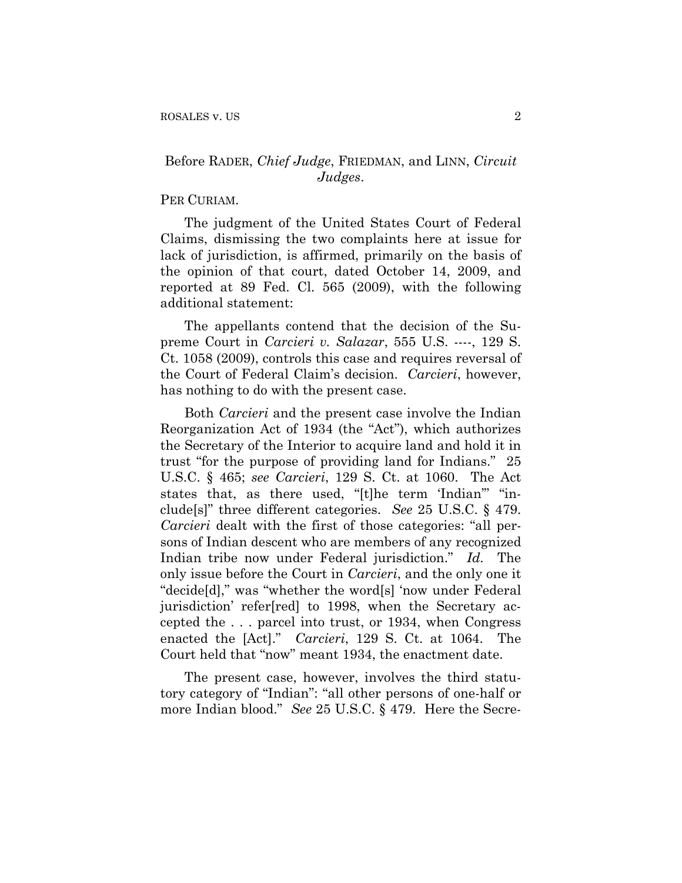Before RADER, *Chief Judge*, FRIEDMAN, and LINN, *Circuit Judges*.

PER CURIAM.

The judgment of the United States Court of Federal Claims, dismissing the two complaints here at issue for lack of jurisdiction, is affirmed, primarily on the basis of the opinion of that court, dated October 14, 2009, and reported at 89 Fed. Cl. 565 (2009), with the following additional statement:

The appellants contend that the decision of the Supreme Court in *Carcieri v. Salazar*, 555 U.S. ----, 129 S. Ct. 1058 (2009), controls this case and requires reversal of the Court of Federal Claim's decision. *Carcieri*, however, has nothing to do with the present case.

Both *Carcieri* and the present case involve the Indian Reorganization Act of 1934 (the "Act"), which authorizes the Secretary of the Interior to acquire land and hold it in trust "for the purpose of providing land for Indians." 25 U.S.C. § 465; *see Carcieri*, 129 S. Ct. at 1060. The Act states that, as there used, "[t]he term 'Indian'" "include[s]" three different categories. *See* 25 U.S.C. § 479. *Carcieri* dealt with the first of those categories: "all persons of Indian descent who are members of any recognized Indian tribe now under Federal jurisdiction." *Id.* The only issue before the Court in *Carcieri*, and the only one it "decide[d]," was "whether the word[s] 'now under Federal jurisdiction' refer[red] to 1998, when the Secretary accepted the . . . parcel into trust, or 1934, when Congress enacted the [Act]." *Carcieri*, 129 S. Ct. at 1064. The Court held that "now" meant 1934, the enactment date.

The present case, however, involves the third statutory category of "Indian": "all other persons of one-half or more Indian blood." *See* 25 U.S.C. § 479. Here the Secre-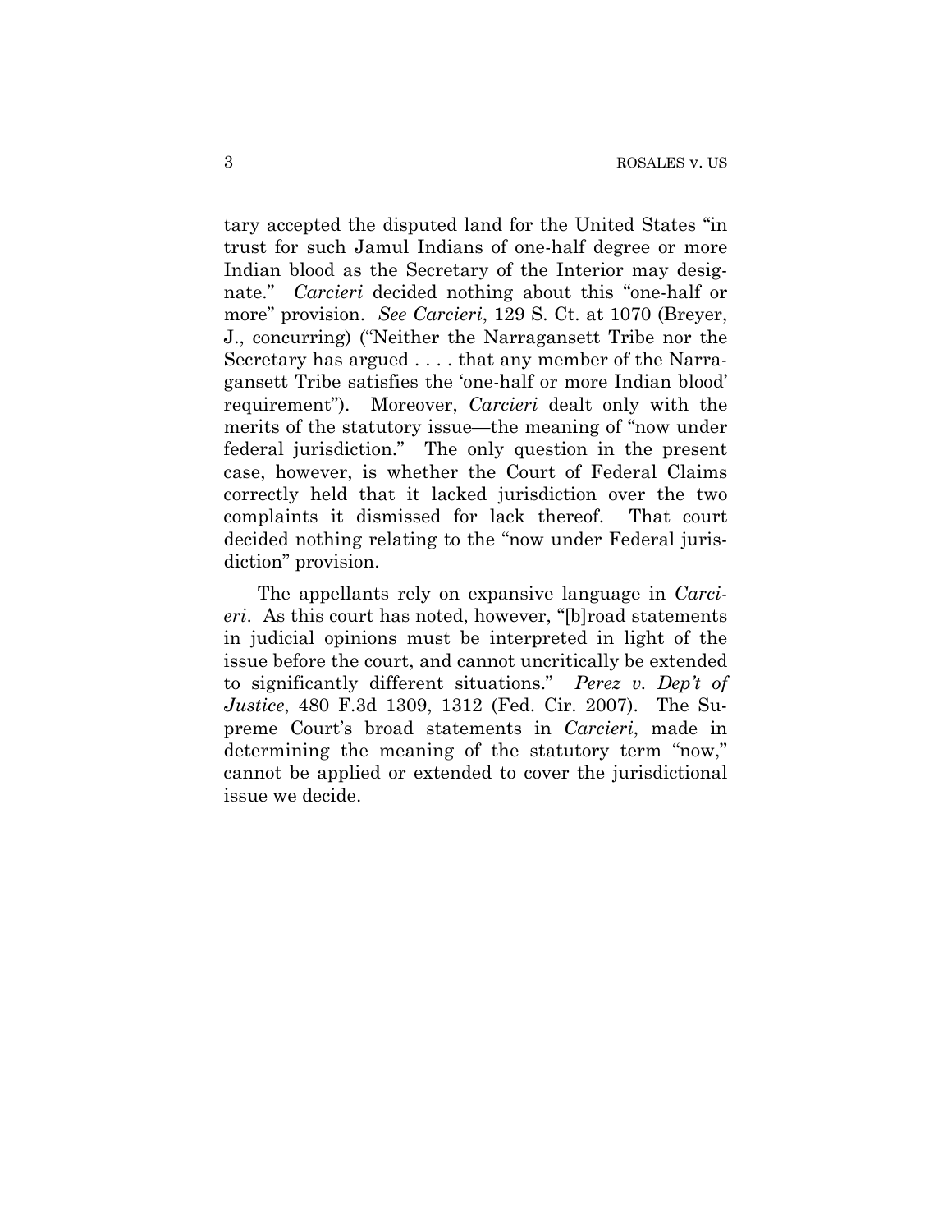tary accepted the disputed land for the United States "in trust for such Jamul Indians of one-half degree or more Indian blood as the Secretary of the Interior may designate." *Carcieri* decided nothing about this "one-half or more" provision. *See Carcieri*, 129 S. Ct. at 1070 (Breyer, J., concurring) ("Neither the Narragansett Tribe nor the Secretary has argued . . . . that any member of the Narragansett Tribe satisfies the 'one-half or more Indian blood' requirement"). Moreover, *Carcieri* dealt only with the merits of the statutory issue—the meaning of "now under federal jurisdiction." The only question in the present case, however, is whether the Court of Federal Claims correctly held that it lacked jurisdiction over the two complaints it dismissed for lack thereof. That court decided nothing relating to the "now under Federal jurisdiction" provision.

The appellants rely on expansive language in *Carcieri*. As this court has noted, however, "[b]road statements in judicial opinions must be interpreted in light of the issue before the court, and cannot uncritically be extended to significantly different situations." *Perez v. Dep't of Justice*, 480 F.3d 1309, 1312 (Fed. Cir. 2007). The Supreme Court's broad statements in *Carcieri*, made in determining the meaning of the statutory term "now," cannot be applied or extended to cover the jurisdictional issue we decide.